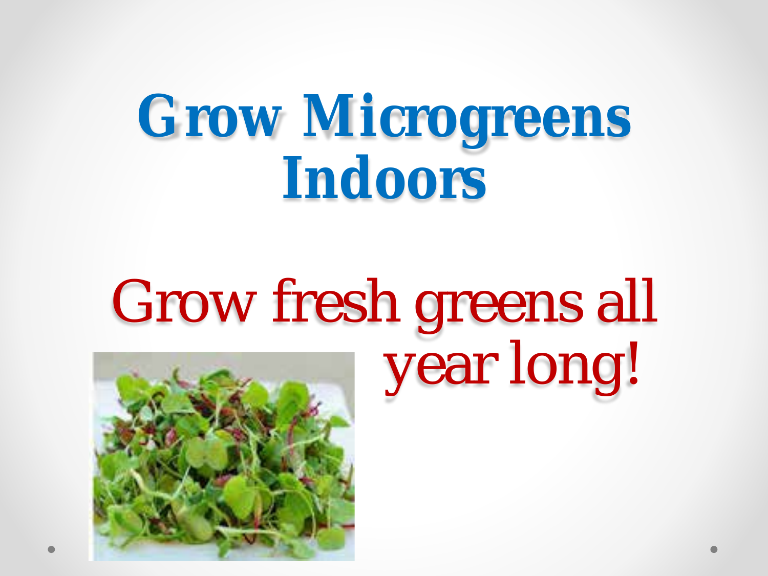# Grow Microgreens Indoors

Grow fresh greens all year long!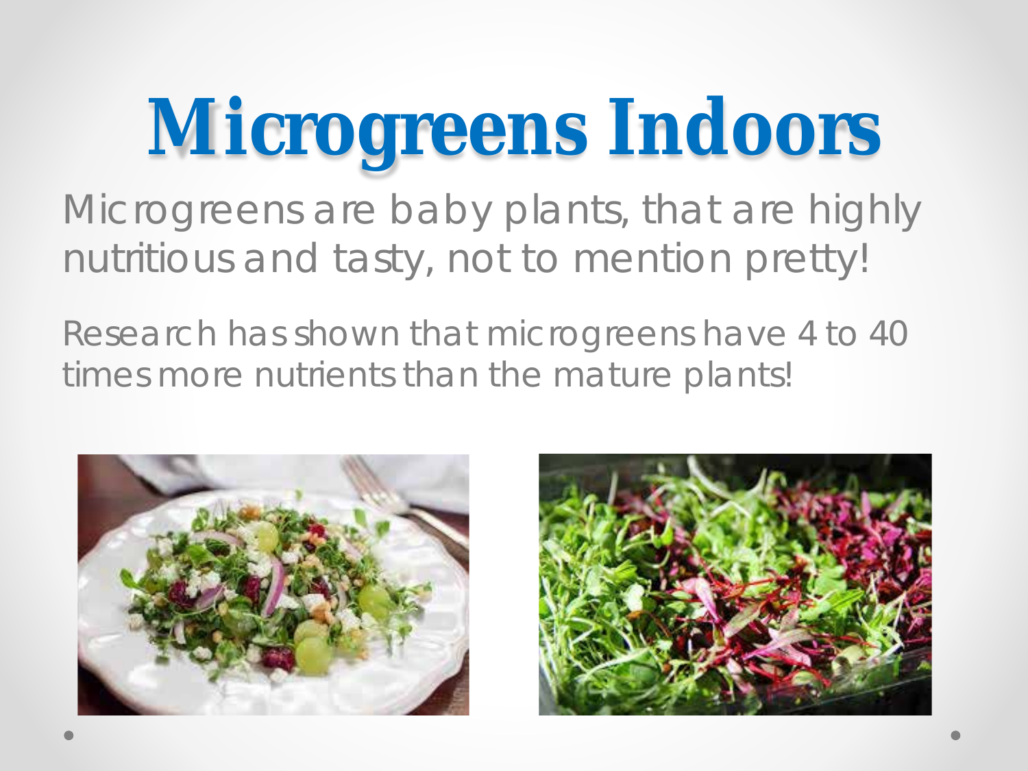# Microgreens Indoors

Microgreens are baby plants, that are highly nutritious and tasty, not to mention pretty!

Research has shown that microgreens have 4 to 40 times more nutrients than the mature plants!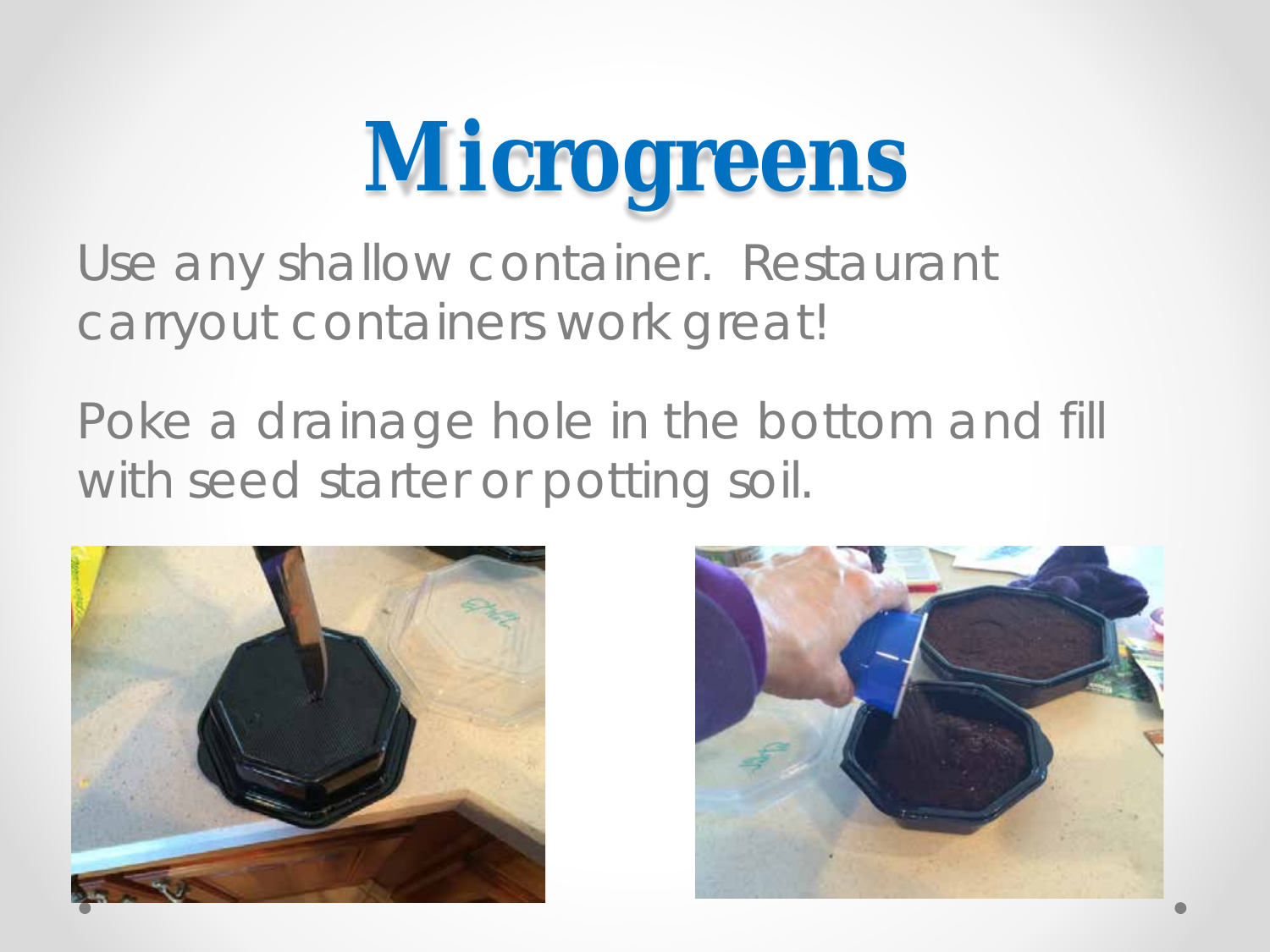# Microgreens

Use any shallow container. Restaurant carryout containers work great!

Poke a drainage hole in the bottom and fill with seed starter or potting soil.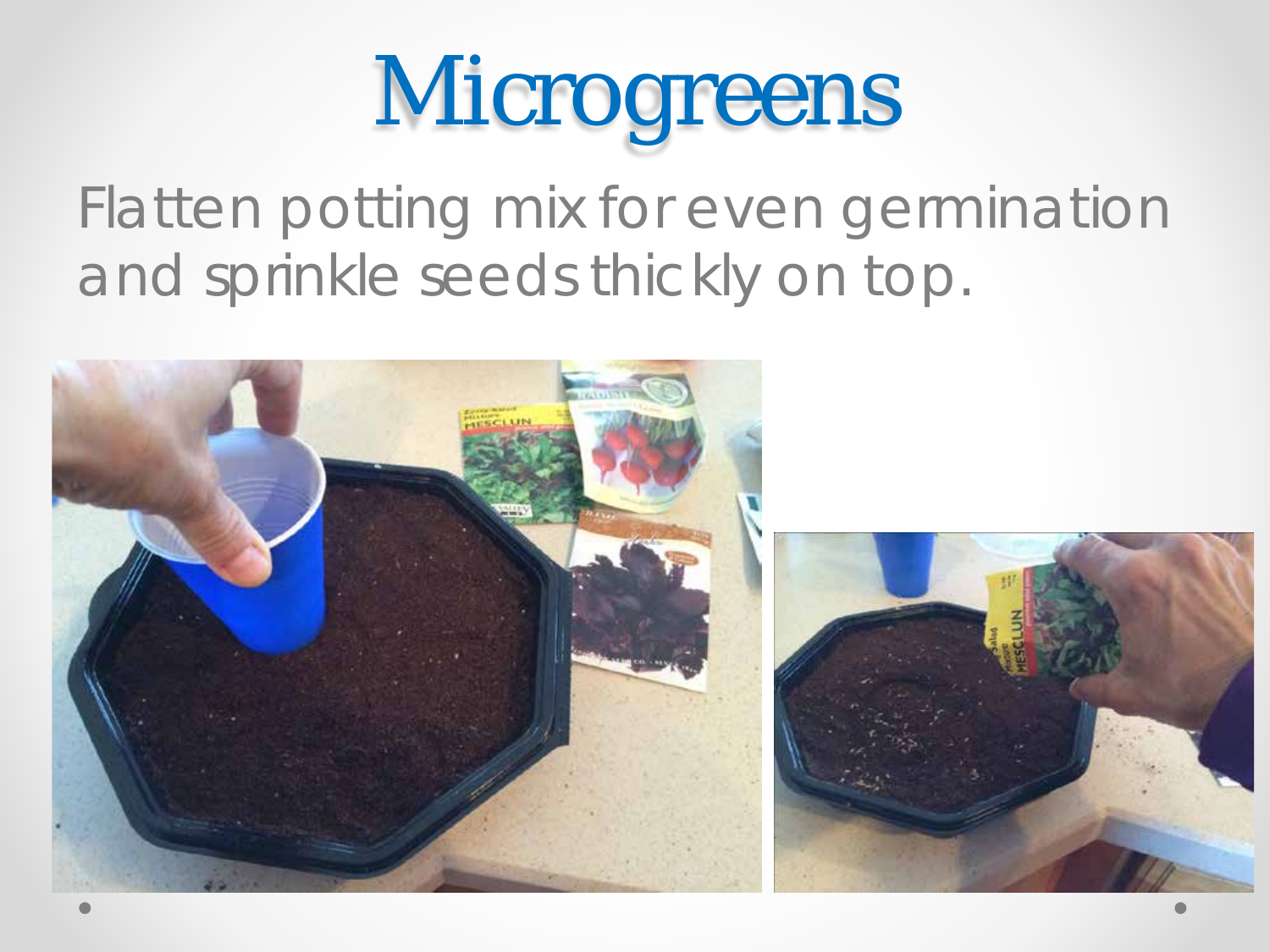# Microgreens

Flatten potting mix for even germination and sprinkle seeds thickly on top.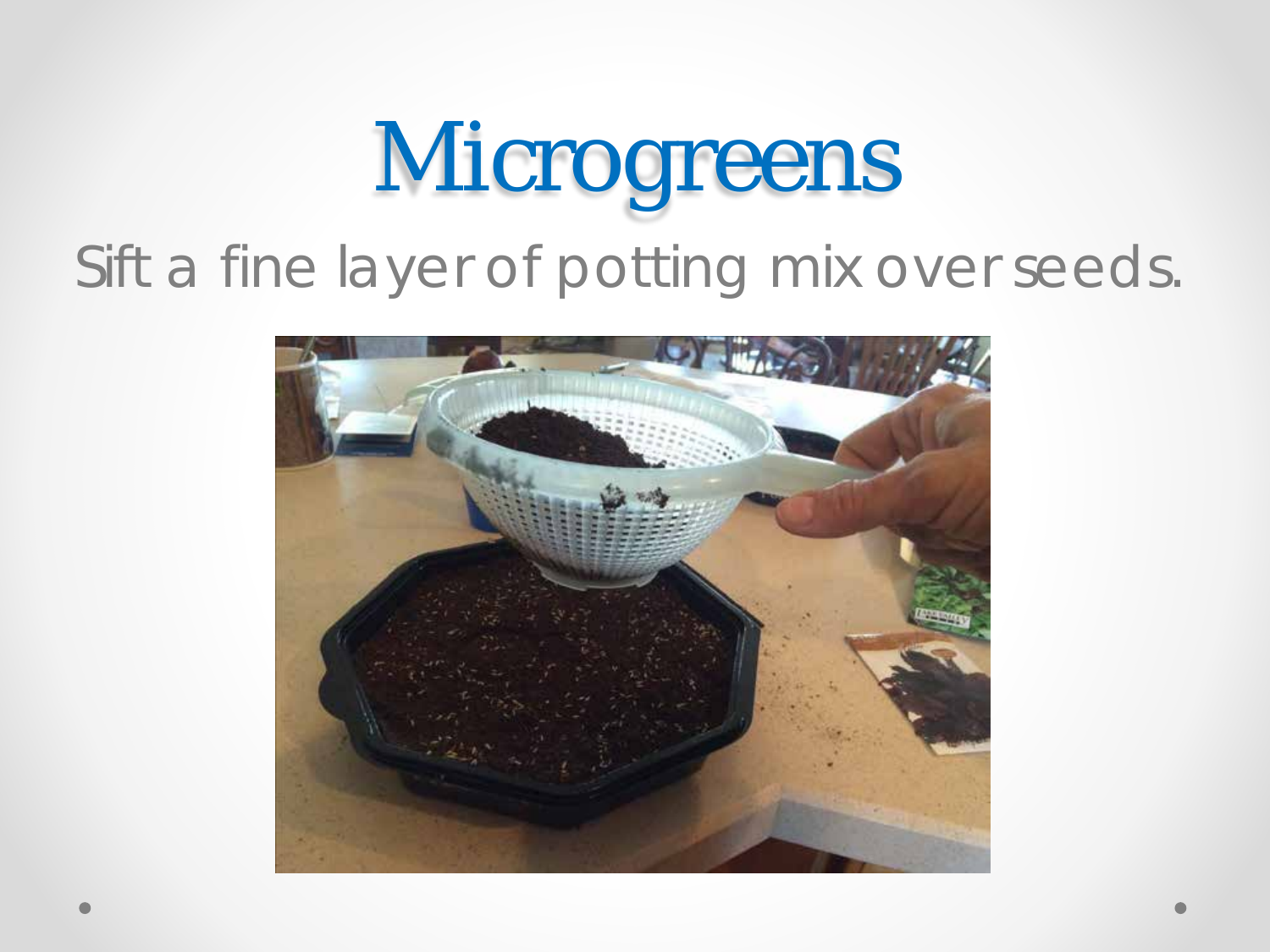# Microgreens

Sift a fine layer of potting mix over seeds.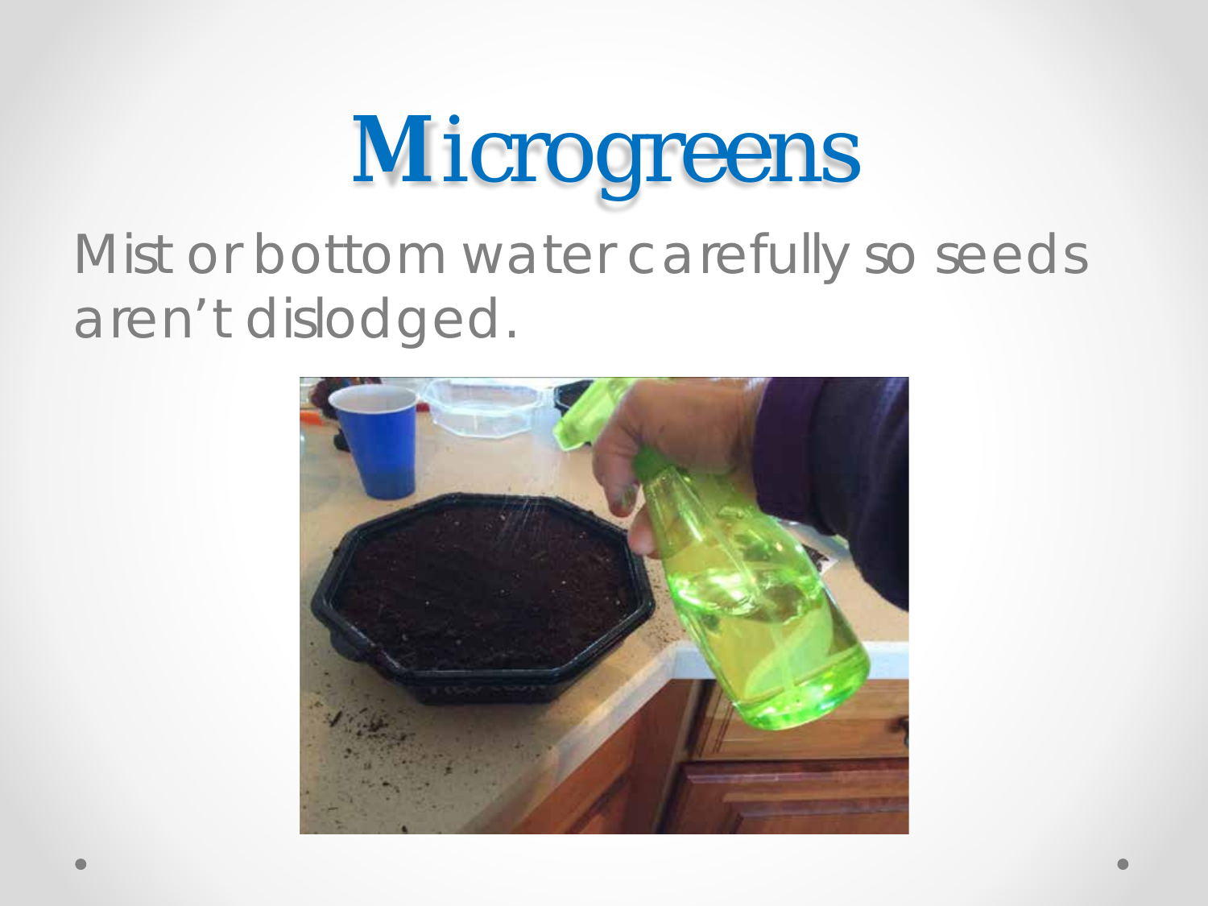# Microgreens

Mist or bottom water carefully so seeds aren't dislodged.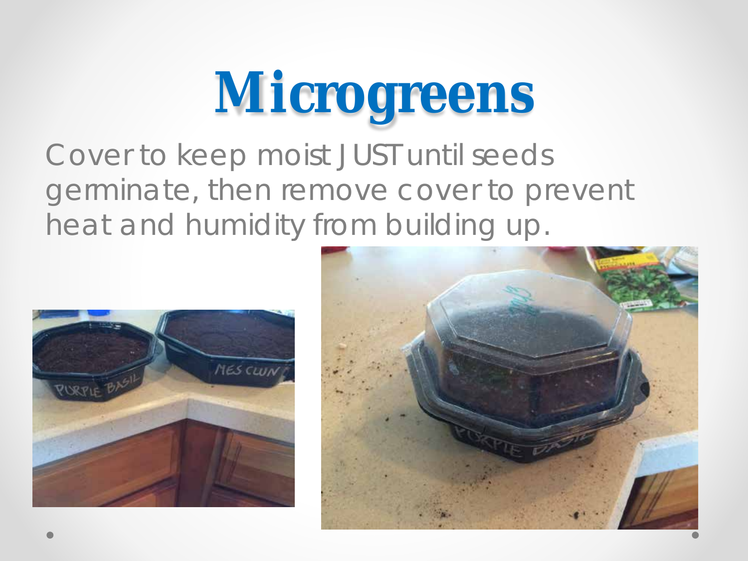# Microgreens

Cover to keep moist JUST until seeds germinate, then remove cover to prevent heat and humidity from building up.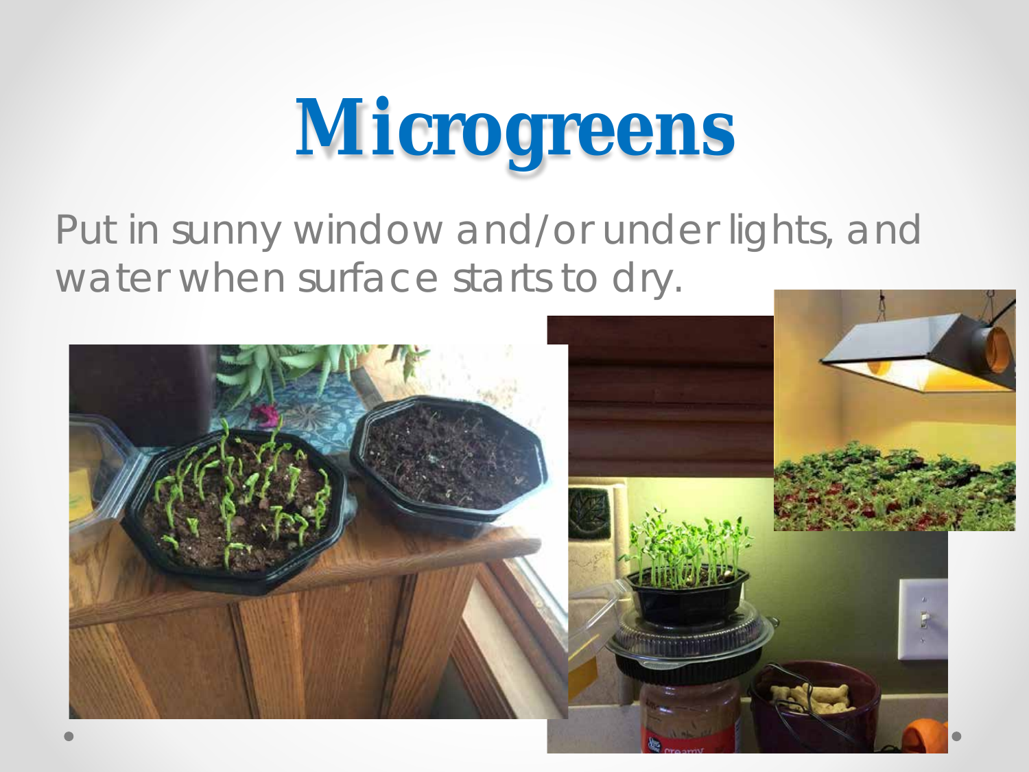# Microgreens

Put in sunny window and/or under lights, and water when surface starts to dry.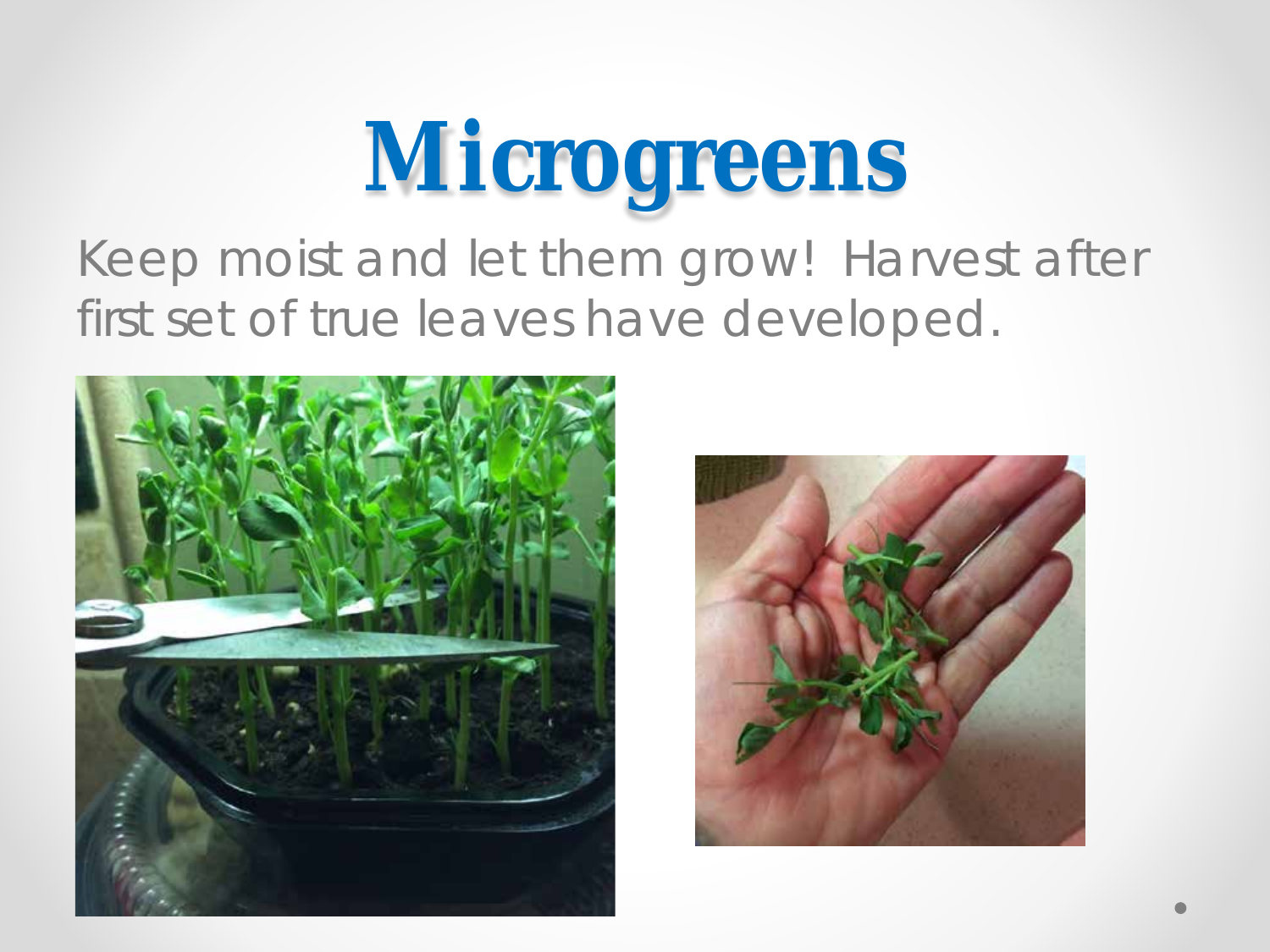# Microgreens

Keep moist and let them grow! Harvest after first set of true leaves have developed.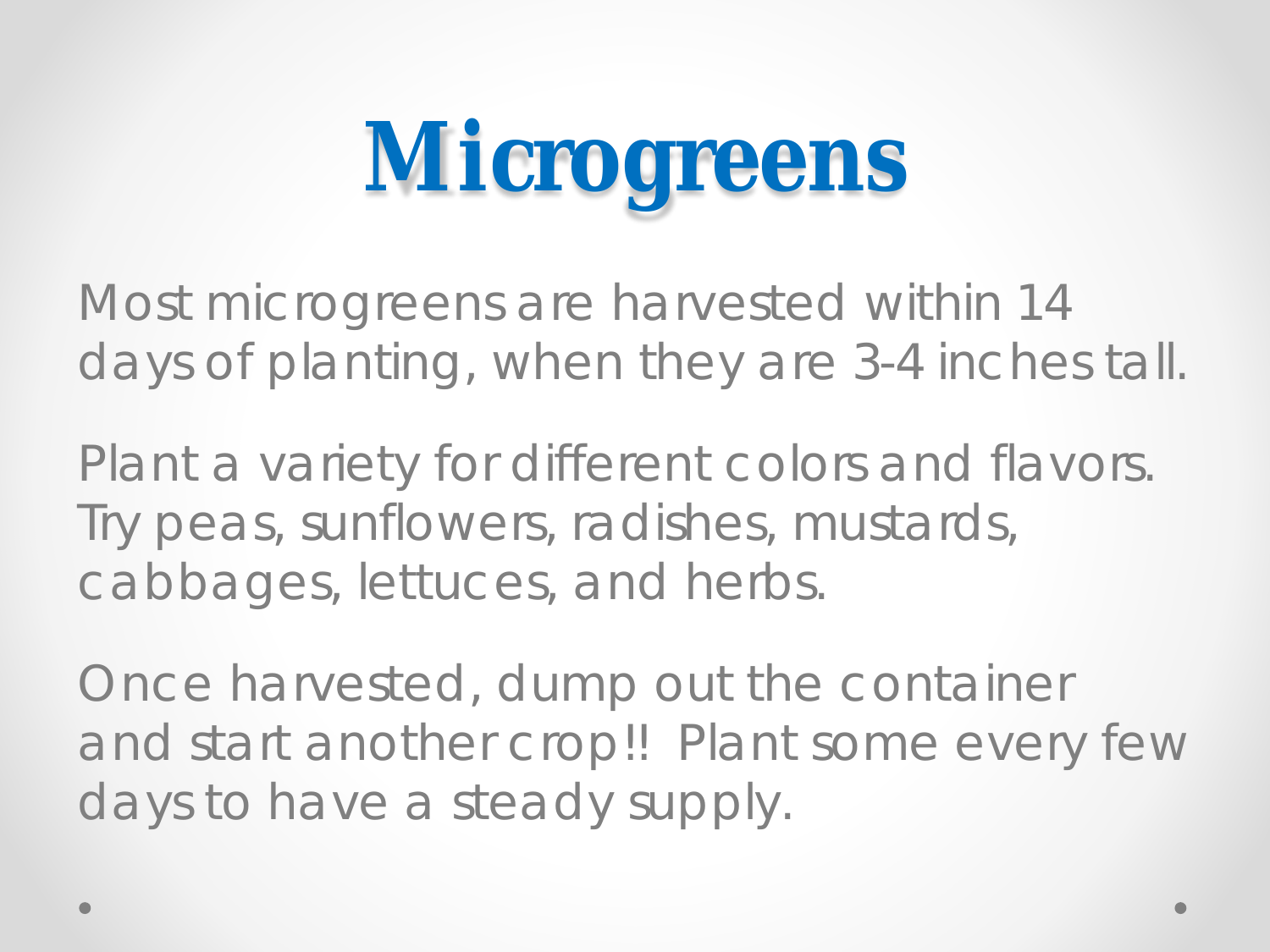# Microgreens

Most microgreens are harvested within 14 days of planting, when they are 3-4 inches tall.

Plant a variety for different colors and flavors. Try peas, sunflowers, radishes, mustards, cabbages, lettuces, and herbs.

Once harvested, dump out the container and start another crop!! Plant some every few days to have a steady supply.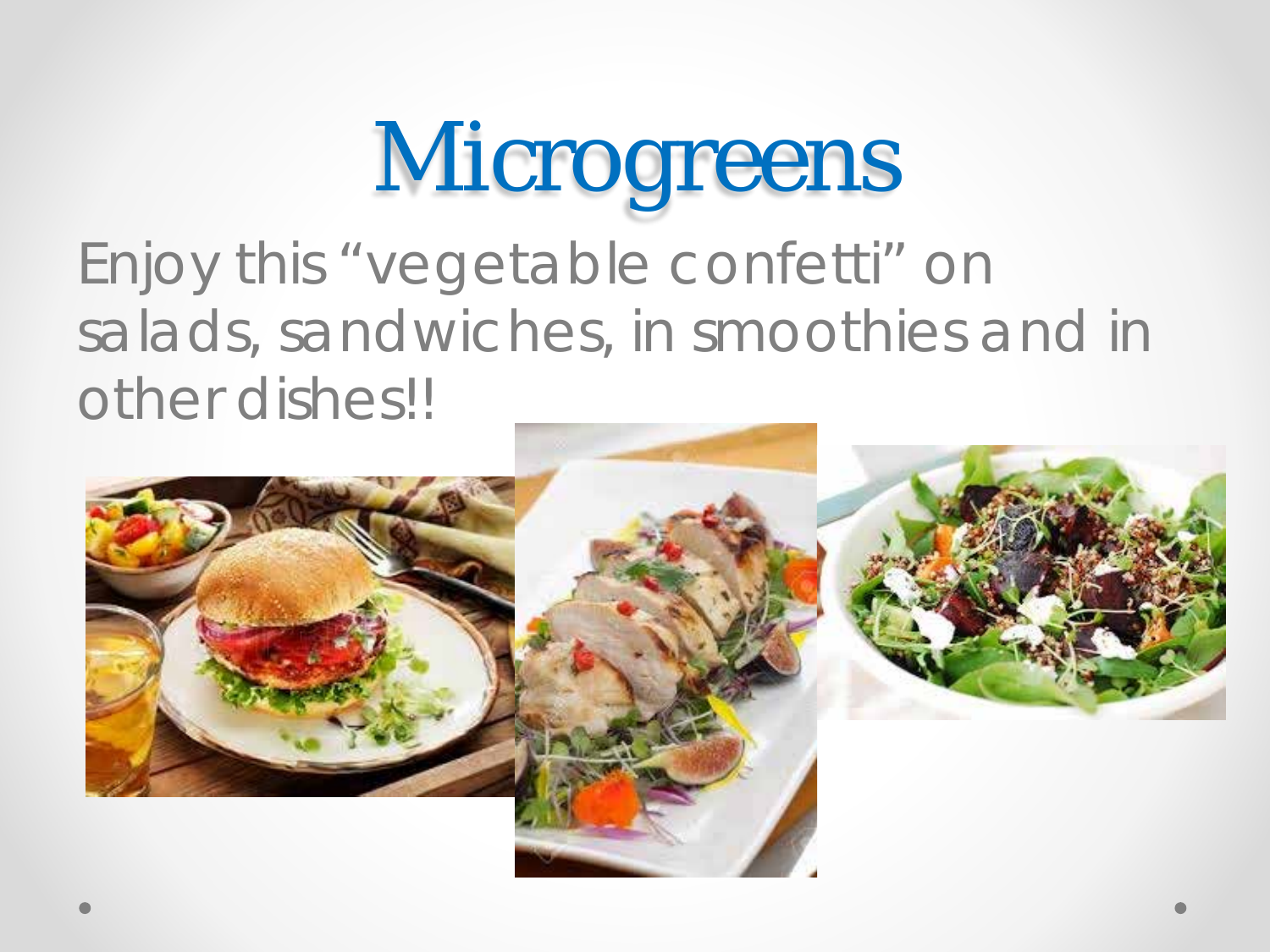# Microgreens

Enjoy this "vegetable confetti" on salads, sandwiches, in smoothies and in other dishes!!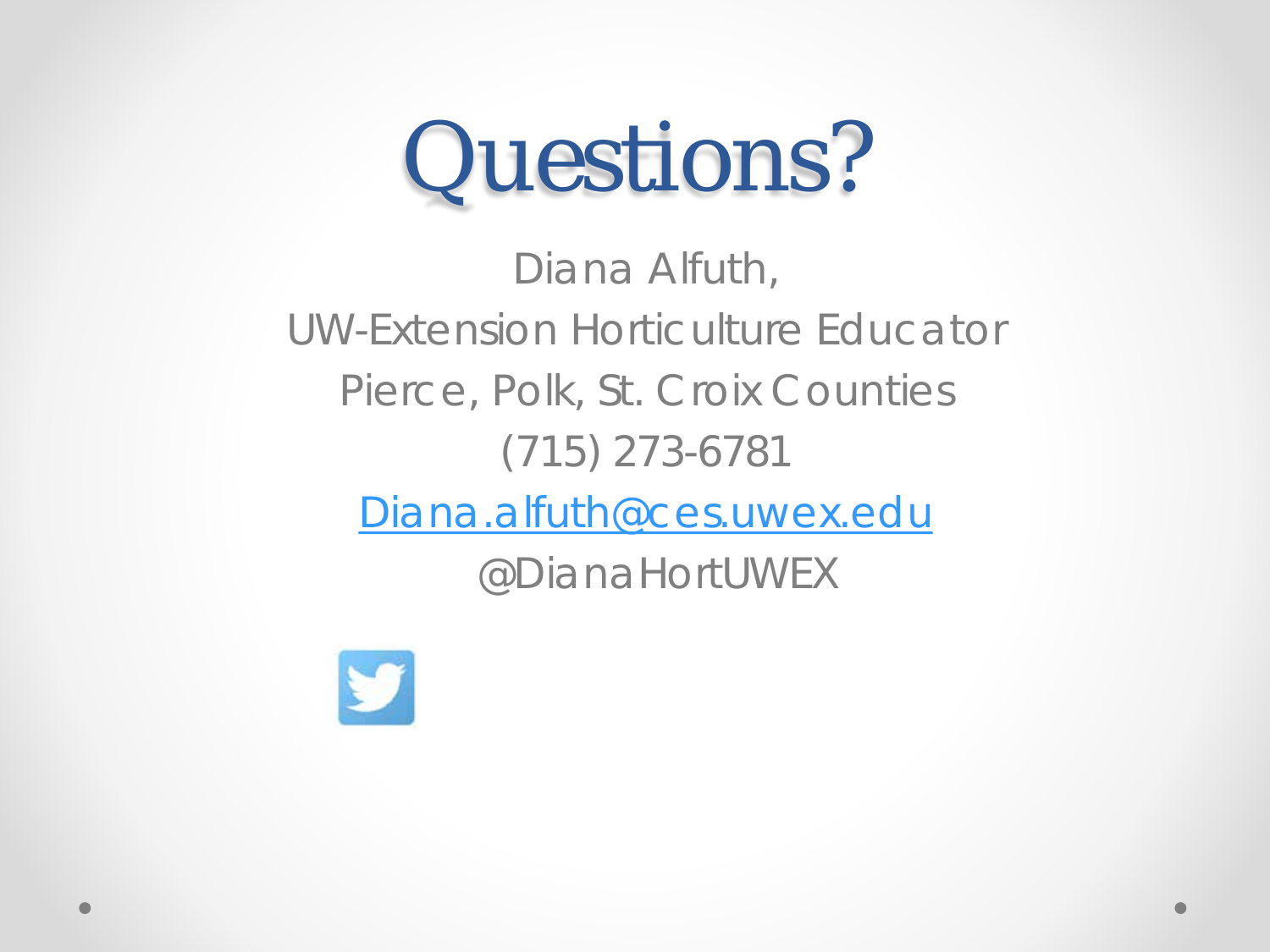# Questions?

Diana Alfuth,

UW-Extension Horticulture Educator

Pierce, Polk, St. Croix Counties

(715) 273-6781

Diana.alfuth@ces.uwex.edu

@DianaHortUWEX